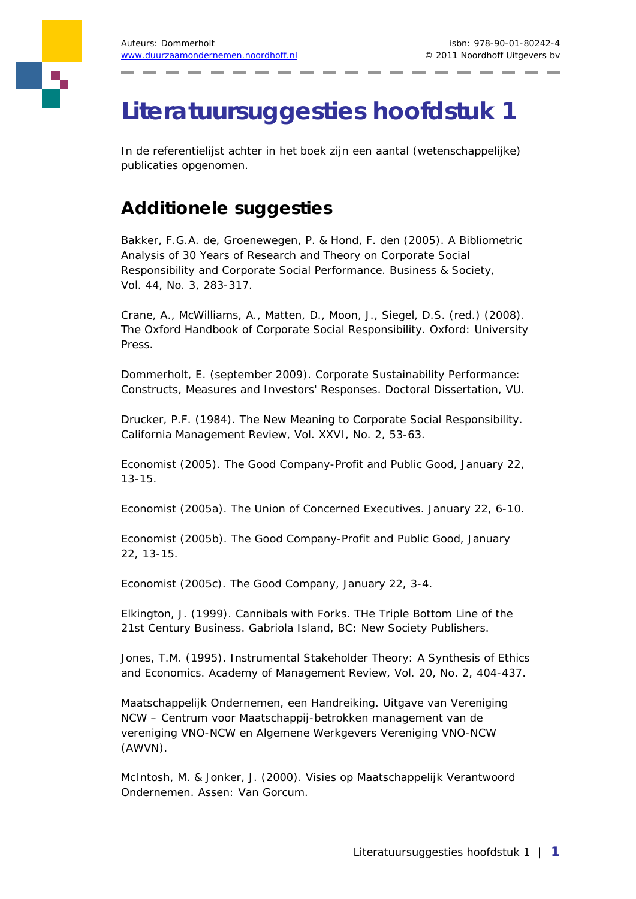# Literatuursuggesties hoofdstuk 1

In de referentielijst achter in het boek zijn een aantal (wetenschappelijke) publicaties opgenomen.

## Additionele suggesties

Bakker, F.G.A. de, Groenewegen, P. & Hond, F. den (2005). A Bibliometric Analysis of 30 Years of Research and Theory on Corporate Social Responsibility and Corporate Social Performance. Business & Society, Vol. 44, No. 3, 283-317.

Crane, A., McWilliams, A., Matten, D., Moon, J., Siegel, D.S. (red.) (2008). The Oxford Handbook of Corporate Social Responsibility. Oxford: University Press.

Dommerholt, E. (september 2009). Corporate Sustainability Performance: Constructs, Measures and Investors' Responses. Doctoral Dissertation, VU.

Drucker, P.F. (1984). The New Meaning to Corporate Social Responsibility. California Management Review, Vol. XXVI, No. 2, 53-63.

Economist (2005). The Good Company-Profit and Public Good, January 22, 13-15.

Economist (2005a). The Union of Concerned Executives. January 22, 6-10.

Economist (2005b). The Good Company-Profit and Public Good, January 22, 13-15.

Economist (2005c). The Good Company, January 22, 3-4.

Elkington, J. (1999). Cannibals with Forks. THe Triple Bottom Line of the 21st Century Business. Gabriola Island, BC: New Society Publishers.

Jones, T.M. (1995). Instrumental Stakeholder Theory: A Synthesis of Ethics and Economics. Academy of Management Review, Vol. 20, No. 2, 404-437.

Maatschappelijk Ondernemen, een Handreiking. Uitgave van Vereniging NCW – Centrum voor Maatschappij-betrokken management van de vereniging VNO-NCW en Algemene Werkgevers Vereniging VNO-NCW (AWVN).

McIntosh, M. & Jonker, J. (2000). Visies op Maatschappelijk Verantwoord Ondernemen. Assen: Van Gorcum.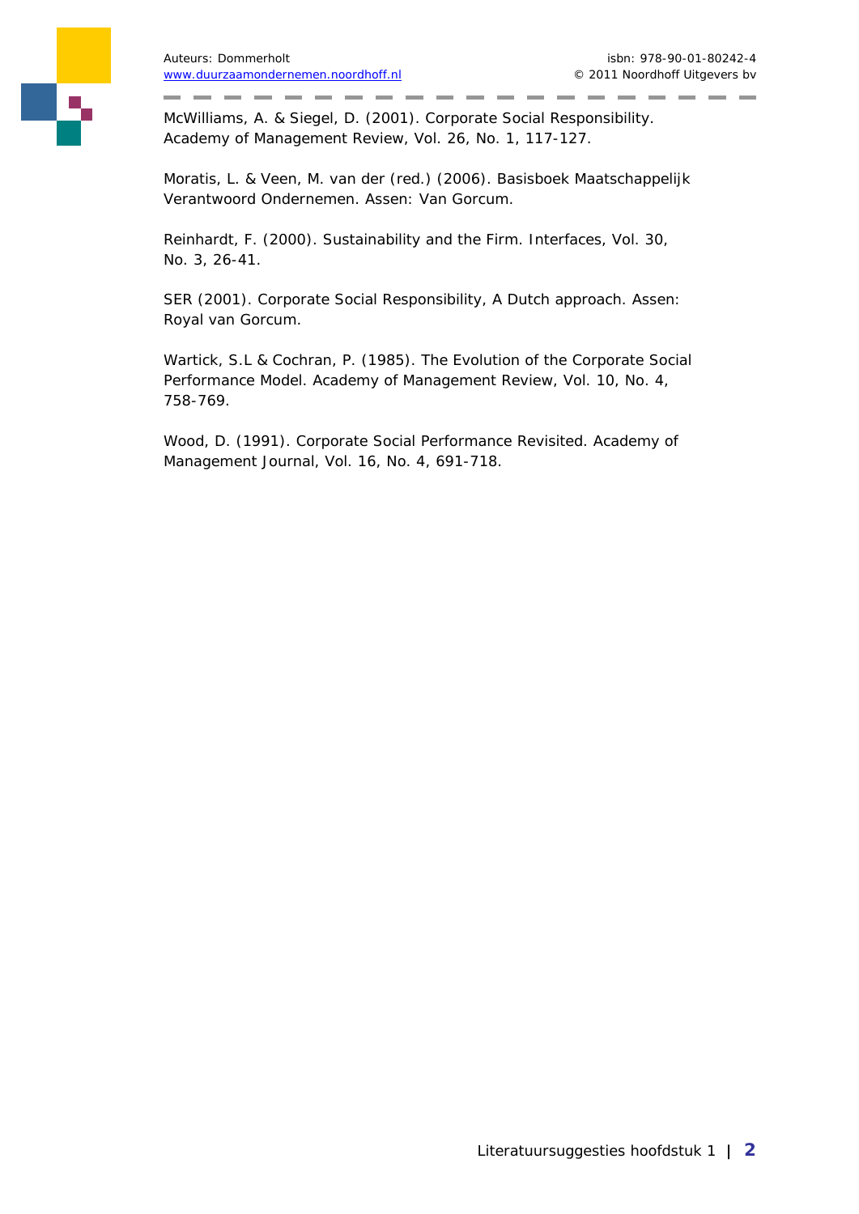McWilliams, A. & Siegel, D. (2001). Corporate Social Responsibility. Academy of Management Review, Vol. 26, No. 1, 117-127.

Moratis, L. & Veen, M. van der (red.) (2006). Basisboek Maatschappelijk Verantwoord Ondernemen. Assen: Van Gorcum.

Reinhardt, F. (2000). Sustainability and the Firm. Interfaces, Vol. 30, No. 3, 26-41.

SER (2001). Corporate Social Responsibility, A Dutch approach. Assen: Royal van Gorcum.

Wartick, S.L & Cochran, P. (1985). The Evolution of the Corporate Social Performance Model. Academy of Management Review, Vol. 10, No. 4, 758-769.

Wood, D. (1991). Corporate Social Performance Revisited. Academy of Management Journal, Vol. 16, No. 4, 691-718.